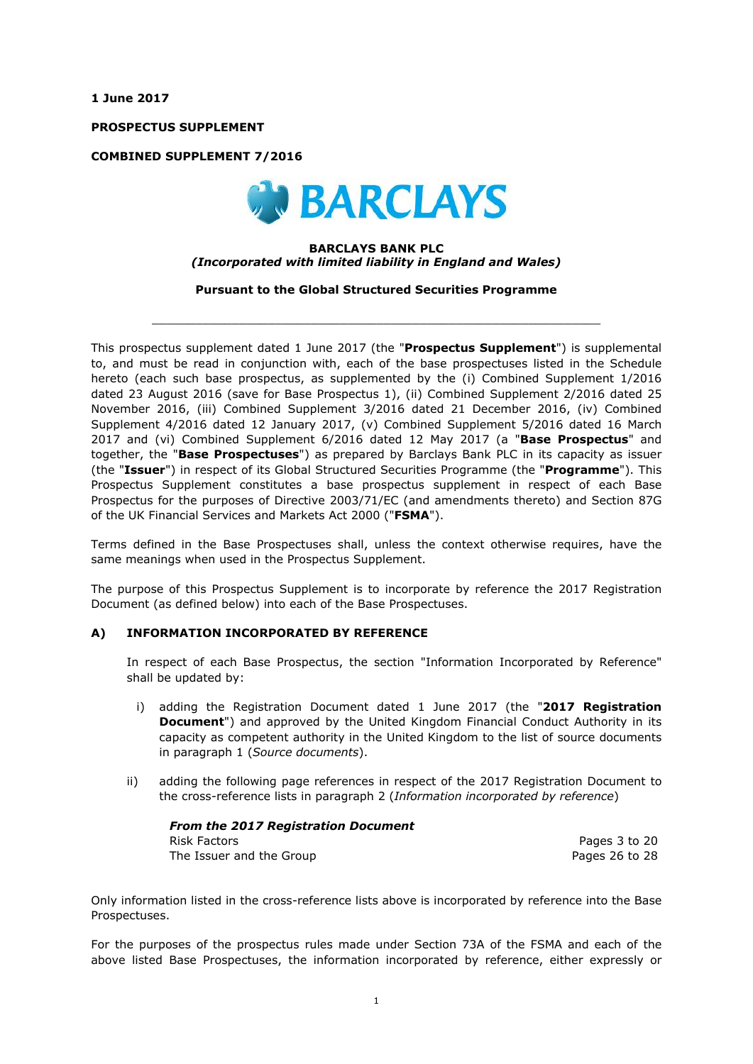**1 June 2017**

**PROSPECTUS SUPPLEMENT**

**COMBINED SUPPLEMENT 7/2016**

**BARCLAYS BANK PLC**
***(Incorporated with limited liability in England and Wales)***

**Pursuant to the Global Structured Securities Programme**

---

This prospectus supplement dated 1 June 2017 (the "**Prospectus Supplement**") is supplemental to, and must be read in conjunction with, each of the base prospectuses listed in the Schedule hereto (each such base prospectus, as supplemented by the (i) Combined Supplement 1/2016 dated 23 August 2016 (save for Base Prospectus 1), (ii) Combined Supplement 2/2016 dated 25 November 2016, (iii) Combined Supplement 3/2016 dated 21 December 2016, (iv) Combined Supplement 4/2016 dated 12 January 2017, (v) Combined Supplement 5/2016 dated 16 March 2017 and (vi) Combined Supplement 6/2016 dated 12 May 2017 (a "**Base Prospectus**" and together, the "**Base Prospectuses**") as prepared by Barclays Bank PLC in its capacity as issuer (the "**Issuer**") in respect of its Global Structured Securities Programme (the "**Programme**"). This Prospectus Supplement constitutes a base prospectus supplement in respect of each Base Prospectus for the purposes of Directive 2003/71/EC (and amendments thereto) and Section 87G of the UK Financial Services and Markets Act 2000 ("**FSMA**").

Terms defined in the Base Prospectuses shall, unless the context otherwise requires, have the same meanings when used in the Prospectus Supplement.

The purpose of this Prospectus Supplement is to incorporate by reference the 2017 Registration Document (as defined below) into each of the Base Prospectuses.

## A) INFORMATION INCORPORATED BY REFERENCE

In respect of each Base Prospectus, the section "Information Incorporated by Reference" shall be updated by:

i) adding the Registration Document dated 1 June 2017 (the "**2017 Registration Document**") and approved by the United Kingdom Financial Conduct Authority in its capacity as competent authority in the United Kingdom to the list of source documents in paragraph 1 (*Source documents*).

ii) adding the following page references in respect of the 2017 Registration Document to the cross-reference lists in paragraph 2 (*Information incorporated by reference*)

| ***From the 2017 Registration Document*** | |
|---|---|
| Risk Factors | Pages 3 to 20 |
| The Issuer and the Group | Pages 26 to 28 |

Only information listed in the cross-reference lists above is incorporated by reference into the Base Prospectuses.

For the purposes of the prospectus rules made under Section 73A of the FSMA and each of the above listed Base Prospectuses, the information incorporated by reference, either expressly or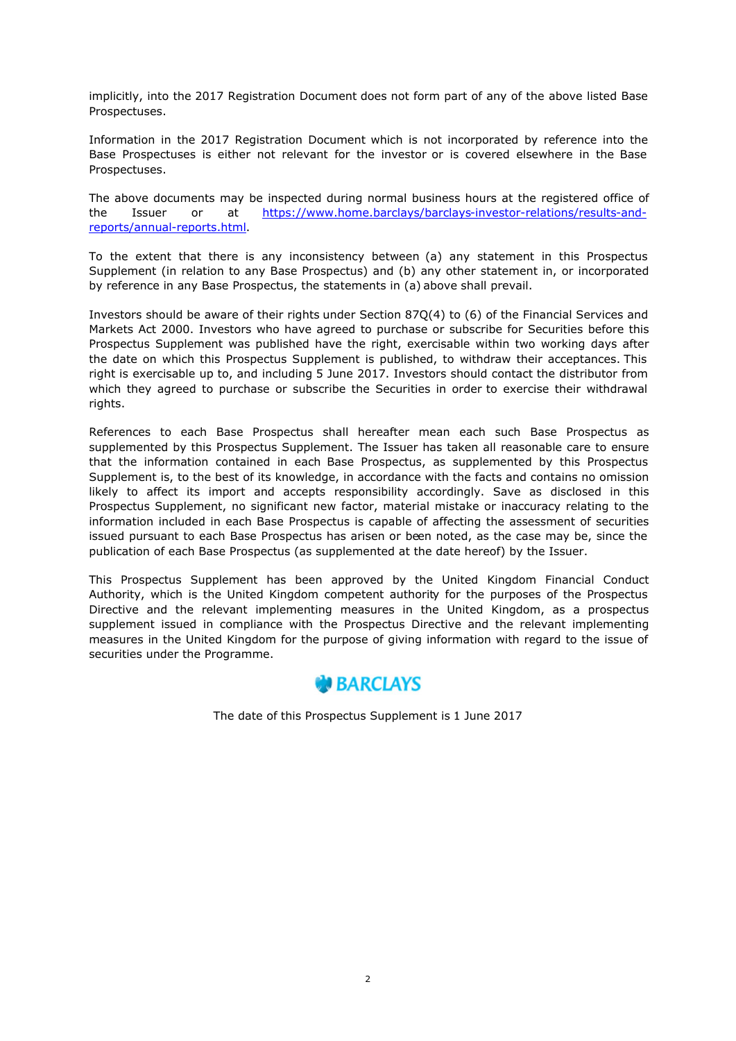implicitly, into the 2017 Registration Document does not form part of any of the above listed Base Prospectuses.

Information in the 2017 Registration Document which is not incorporated by reference into the Base Prospectuses is either not relevant for the investor or is covered elsewhere in the Base Prospectuses.

The above documents may be inspected during normal business hours at the registered office of the Issuer or at https://www.home.barclays/barclays-investor-relations/results-and-reports/annual-reports.html.

To the extent that there is any inconsistency between (a) any statement in this Prospectus Supplement (in relation to any Base Prospectus) and (b) any other statement in, or incorporated by reference in any Base Prospectus, the statements in (a) above shall prevail.

Investors should be aware of their rights under Section 87Q(4) to (6) of the Financial Services and Markets Act 2000. Investors who have agreed to purchase or subscribe for Securities before this Prospectus Supplement was published have the right, exercisable within two working days after the date on which this Prospectus Supplement is published, to withdraw their acceptances. This right is exercisable up to, and including 5 June 2017. Investors should contact the distributor from which they agreed to purchase or subscribe the Securities in order to exercise their withdrawal rights.

References to each Base Prospectus shall hereafter mean each such Base Prospectus as supplemented by this Prospectus Supplement. The Issuer has taken all reasonable care to ensure that the information contained in each Base Prospectus, as supplemented by this Prospectus Supplement is, to the best of its knowledge, in accordance with the facts and contains no omission likely to affect its import and accepts responsibility accordingly. Save as disclosed in this Prospectus Supplement, no significant new factor, material mistake or inaccuracy relating to the information included in each Base Prospectus is capable of affecting the assessment of securities issued pursuant to each Base Prospectus has arisen or been noted, as the case may be, since the publication of each Base Prospectus (as supplemented at the date hereof) by the Issuer.

This Prospectus Supplement has been approved by the United Kingdom Financial Conduct Authority, which is the United Kingdom competent authority for the purposes of the Prospectus Directive and the relevant implementing measures in the United Kingdom, as a prospectus supplement issued in compliance with the Prospectus Directive and the relevant implementing measures in the United Kingdom for the purpose of giving information with regard to the issue of securities under the Programme.

BARCLAYS

The date of this Prospectus Supplement is 1 June 2017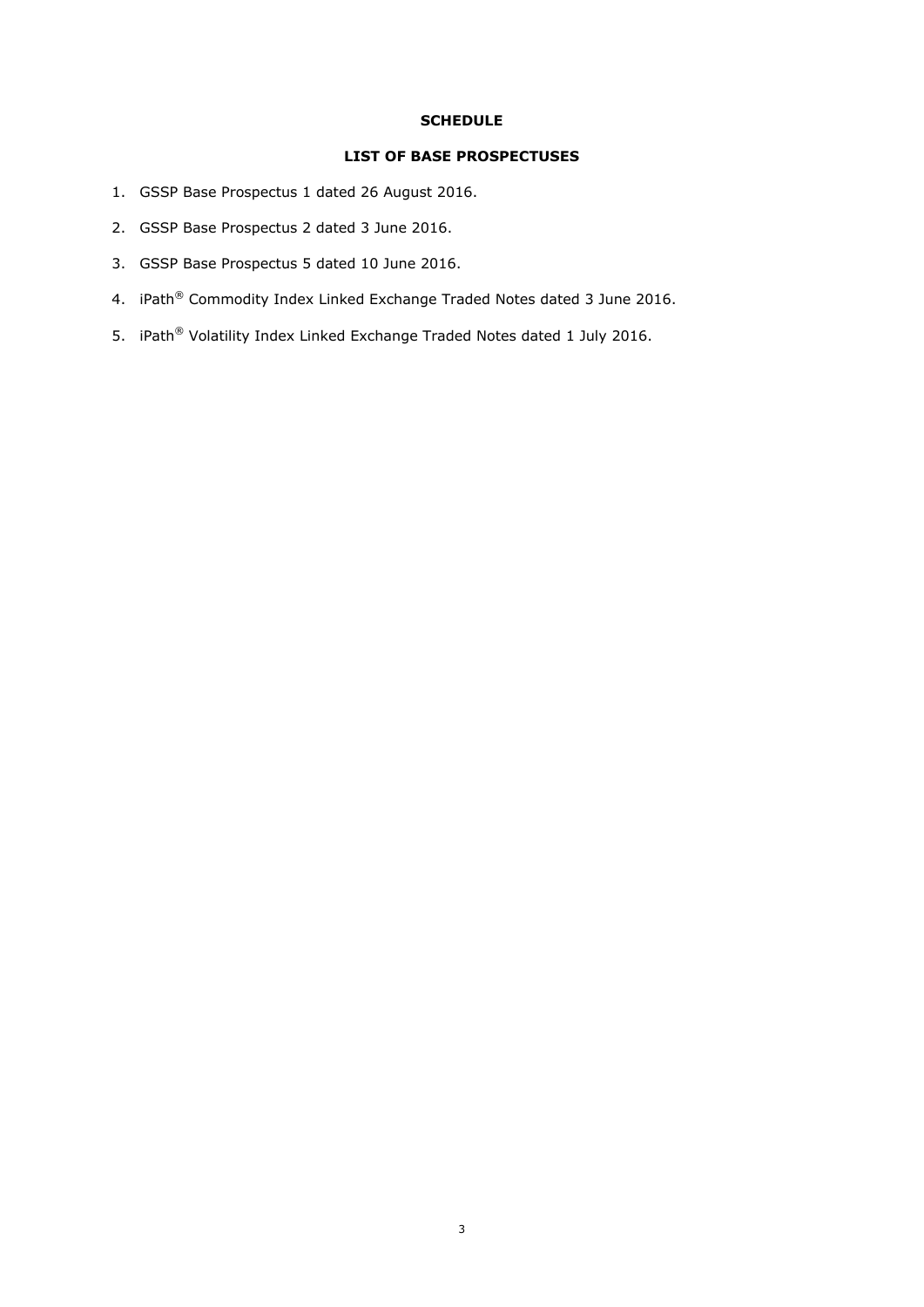**SCHEDULE**

**LIST OF BASE PROSPECTUSES**

1. GSSP Base Prospectus 1 dated 26 August 2016.
2. GSSP Base Prospectus 2 dated 3 June 2016.
3. GSSP Base Prospectus 5 dated 10 June 2016.
4. iPath® Commodity Index Linked Exchange Traded Notes dated 3 June 2016.
5. iPath® Volatility Index Linked Exchange Traded Notes dated 1 July 2016.